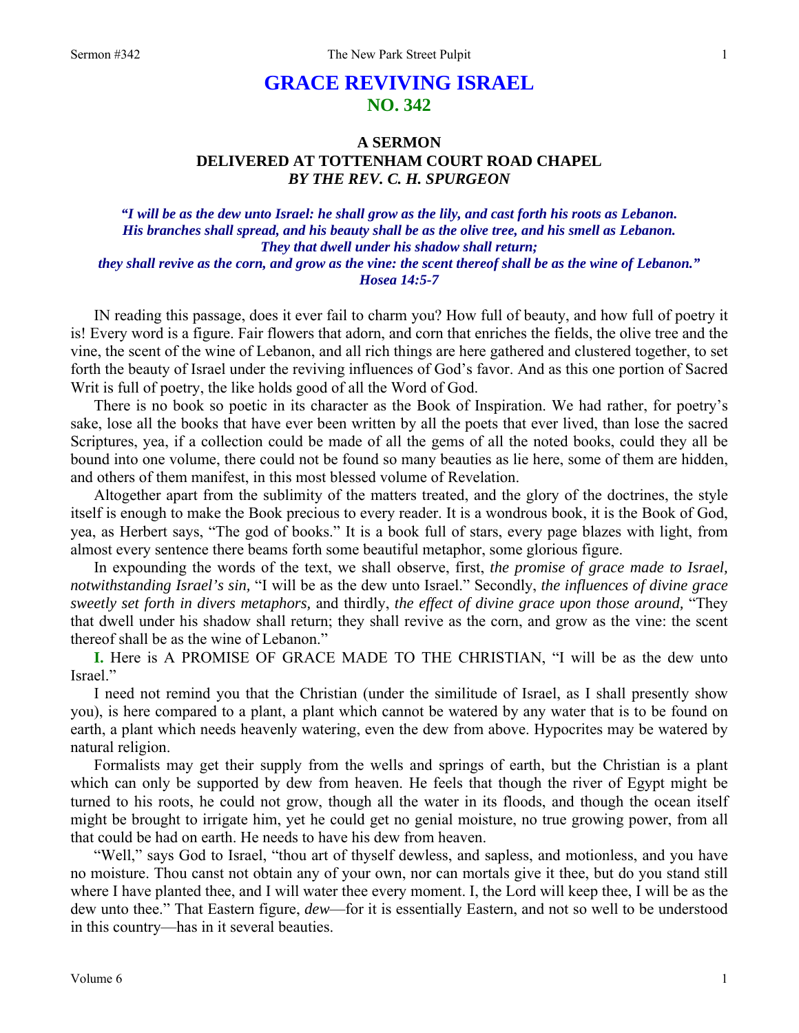# GRACE REVIVING ISRAEL
## NO. 342

### A SERMON
### DELIVERED AT TOTTENHAM COURT ROAD CHAPEL
### *BY THE REV. C. H. SPURGEON*

***"I will be as the dew unto Israel: he shall grow as the lily, and cast forth his roots as Lebanon. His branches shall spread, and his beauty shall be as the olive tree, and his smell as Lebanon. They that dwell under his shadow shall return; they shall revive as the corn, and grow as the vine: the scent thereof shall be as the wine of Lebanon." Hosea 14:5-7***

IN reading this passage, does it ever fail to charm you? How full of beauty, and how full of poetry it is! Every word is a figure. Fair flowers that adorn, and corn that enriches the fields, the olive tree and the vine, the scent of the wine of Lebanon, and all rich things are here gathered and clustered together, to set forth the beauty of Israel under the reviving influences of God's favor. And as this one portion of Sacred Writ is full of poetry, the like holds good of all the Word of God.

There is no book so poetic in its character as the Book of Inspiration. We had rather, for poetry's sake, lose all the books that have ever been written by all the poets that ever lived, than lose the sacred Scriptures, yea, if a collection could be made of all the gems of all the noted books, could they all be bound into one volume, there could not be found so many beauties as lie here, some of them are hidden, and others of them manifest, in this most blessed volume of Revelation.

Altogether apart from the sublimity of the matters treated, and the glory of the doctrines, the style itself is enough to make the Book precious to every reader. It is a wondrous book, it is the Book of God, yea, as Herbert says, "The god of books." It is a book full of stars, every page blazes with light, from almost every sentence there beams forth some beautiful metaphor, some glorious figure.

In expounding the words of the text, we shall observe, first, *the promise of grace made to Israel, notwithstanding Israel's sin,* "I will be as the dew unto Israel." Secondly, *the influences of divine grace sweetly set forth in divers metaphors,* and thirdly, *the effect of divine grace upon those around,* "They that dwell under his shadow shall return; they shall revive as the corn, and grow as the vine: the scent thereof shall be as the wine of Lebanon."

**I.** Here is A PROMISE OF GRACE MADE TO THE CHRISTIAN, "I will be as the dew unto Israel."

I need not remind you that the Christian (under the similitude of Israel, as I shall presently show you), is here compared to a plant, a plant which cannot be watered by any water that is to be found on earth, a plant which needs heavenly watering, even the dew from above. Hypocrites may be watered by natural religion.

Formalists may get their supply from the wells and springs of earth, but the Christian is a plant which can only be supported by dew from heaven. He feels that though the river of Egypt might be turned to his roots, he could not grow, though all the water in its floods, and though the ocean itself might be brought to irrigate him, yet he could get no genial moisture, no true growing power, from all that could be had on earth. He needs to have his dew from heaven.

"Well," says God to Israel, "thou art of thyself dewless, and sapless, and motionless, and you have no moisture. Thou canst not obtain any of your own, nor can mortals give it thee, but do you stand still where I have planted thee, and I will water thee every moment. I, the Lord will keep thee, I will be as the dew unto thee." That Eastern figure, *dew*—for it is essentially Eastern, and not so well to be understood in this country—has in it several beauties.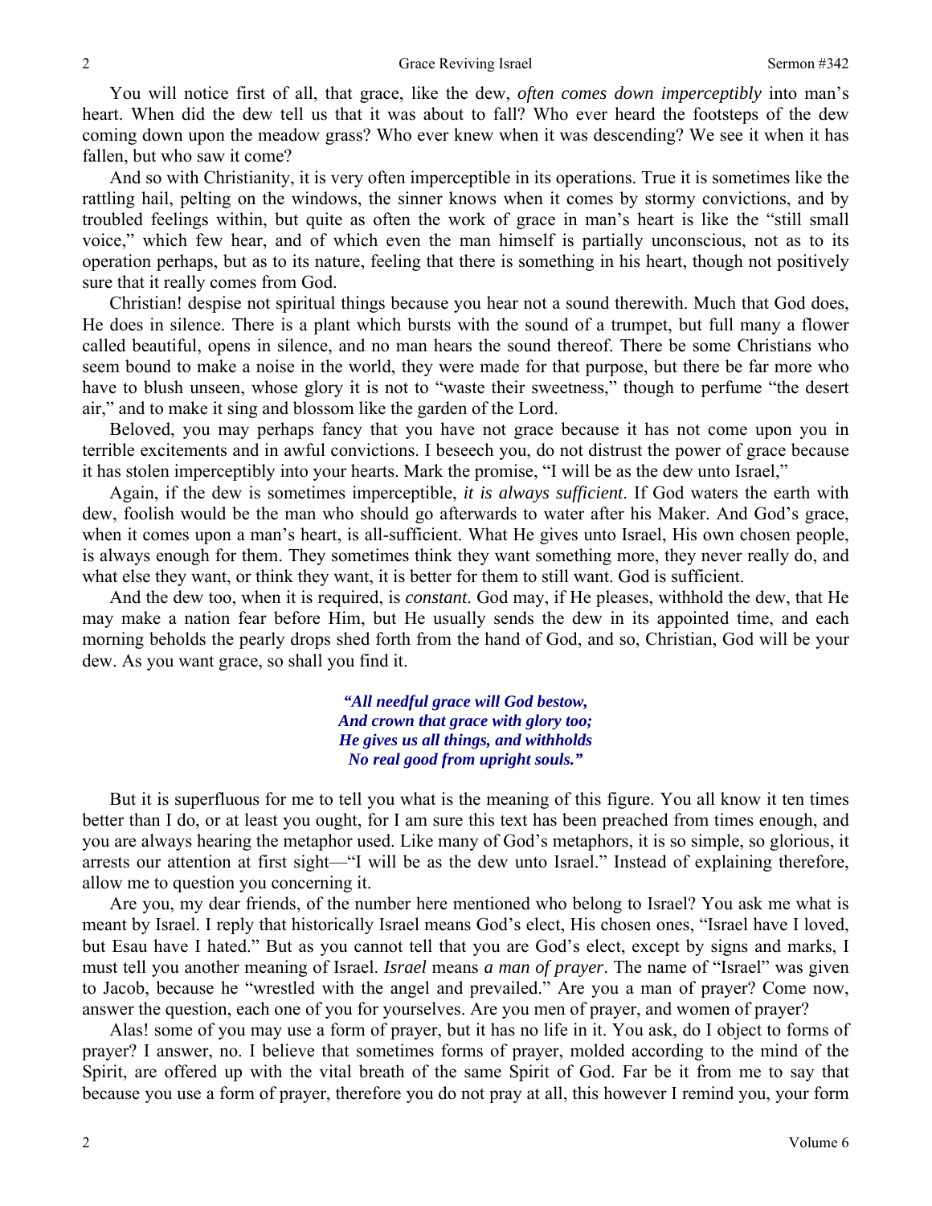You will notice first of all, that grace, like the dew, *often comes down imperceptibly* into man's heart. When did the dew tell us that it was about to fall? Who ever heard the footsteps of the dew coming down upon the meadow grass? Who ever knew when it was descending? We see it when it has fallen, but who saw it come?

And so with Christianity, it is very often imperceptible in its operations. True it is sometimes like the rattling hail, pelting on the windows, the sinner knows when it comes by stormy convictions, and by troubled feelings within, but quite as often the work of grace in man's heart is like the "still small voice," which few hear, and of which even the man himself is partially unconscious, not as to its operation perhaps, but as to its nature, feeling that there is something in his heart, though not positively sure that it really comes from God.

Christian! despise not spiritual things because you hear not a sound therewith. Much that God does, He does in silence. There is a plant which bursts with the sound of a trumpet, but full many a flower called beautiful, opens in silence, and no man hears the sound thereof. There be some Christians who seem bound to make a noise in the world, they were made for that purpose, but there be far more who have to blush unseen, whose glory it is not to "waste their sweetness," though to perfume "the desert air," and to make it sing and blossom like the garden of the Lord.

Beloved, you may perhaps fancy that you have not grace because it has not come upon you in terrible excitements and in awful convictions. I beseech you, do not distrust the power of grace because it has stolen imperceptibly into your hearts. Mark the promise, "I will be as the dew unto Israel,"

Again, if the dew is sometimes imperceptible, *it is always sufficient*. If God waters the earth with dew, foolish would be the man who should go afterwards to water after his Maker. And God's grace, when it comes upon a man's heart, is all-sufficient. What He gives unto Israel, His own chosen people, is always enough for them. They sometimes think they want something more, they never really do, and what else they want, or think they want, it is better for them to still want. God is sufficient.

And the dew too, when it is required, is *constant*. God may, if He pleases, withhold the dew, that He may make a nation fear before Him, but He usually sends the dew in its appointed time, and each morning beholds the pearly drops shed forth from the hand of God, and so, Christian, God will be your dew. As you want grace, so shall you find it.

> ***"All needful grace will God bestow,***
> ***And crown that grace with glory too;***
> ***He gives us all things, and withholds***
> ***No real good from upright souls."***

But it is superfluous for me to tell you what is the meaning of this figure. You all know it ten times better than I do, or at least you ought, for I am sure this text has been preached from times enough, and you are always hearing the metaphor used. Like many of God's metaphors, it is so simple, so glorious, it arrests our attention at first sight—"I will be as the dew unto Israel." Instead of explaining therefore, allow me to question you concerning it.

Are you, my dear friends, of the number here mentioned who belong to Israel? You ask me what is meant by Israel. I reply that historically Israel means God's elect, His chosen ones, "Israel have I loved, but Esau have I hated." But as you cannot tell that you are God's elect, except by signs and marks, I must tell you another meaning of Israel. *Israel* means *a man of prayer*. The name of "Israel" was given to Jacob, because he "wrestled with the angel and prevailed." Are you a man of prayer? Come now, answer the question, each one of you for yourselves. Are you men of prayer, and women of prayer?

Alas! some of you may use a form of prayer, but it has no life in it. You ask, do I object to forms of prayer? I answer, no. I believe that sometimes forms of prayer, molded according to the mind of the Spirit, are offered up with the vital breath of the same Spirit of God. Far be it from me to say that because you use a form of prayer, therefore you do not pray at all, this however I remind you, your form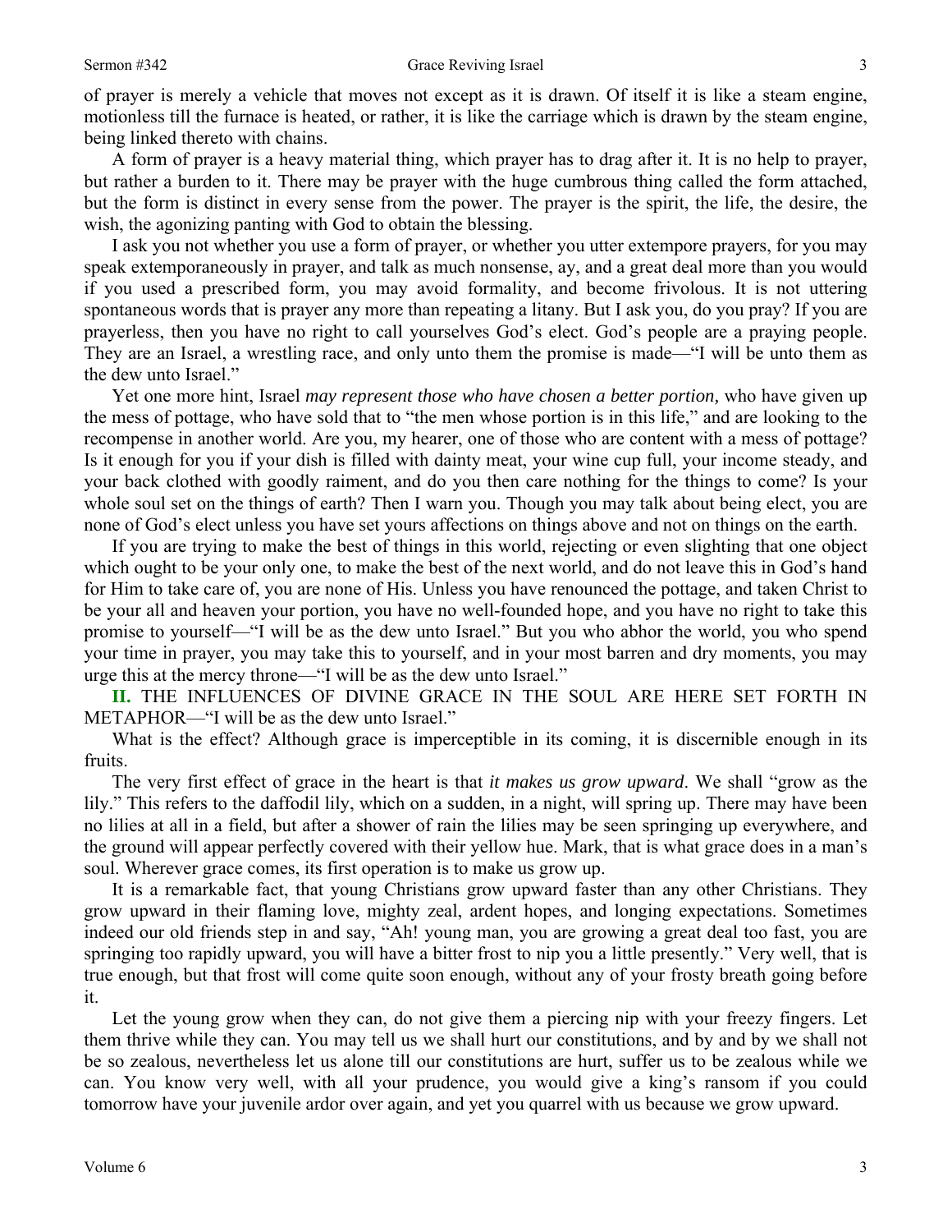of prayer is merely a vehicle that moves not except as it is drawn. Of itself it is like a steam engine, motionless till the furnace is heated, or rather, it is like the carriage which is drawn by the steam engine, being linked thereto with chains.

A form of prayer is a heavy material thing, which prayer has to drag after it. It is no help to prayer, but rather a burden to it. There may be prayer with the huge cumbrous thing called the form attached, but the form is distinct in every sense from the power. The prayer is the spirit, the life, the desire, the wish, the agonizing panting with God to obtain the blessing.

I ask you not whether you use a form of prayer, or whether you utter extempore prayers, for you may speak extemporaneously in prayer, and talk as much nonsense, ay, and a great deal more than you would if you used a prescribed form, you may avoid formality, and become frivolous. It is not uttering spontaneous words that is prayer any more than repeating a litany. But I ask you, do you pray? If you are prayerless, then you have no right to call yourselves God's elect. God's people are a praying people. They are an Israel, a wrestling race, and only unto them the promise is made—"I will be unto them as the dew unto Israel."

Yet one more hint, Israel *may represent those who have chosen a better portion,* who have given up the mess of pottage, who have sold that to "the men whose portion is in this life," and are looking to the recompense in another world. Are you, my hearer, one of those who are content with a mess of pottage? Is it enough for you if your dish is filled with dainty meat, your wine cup full, your income steady, and your back clothed with goodly raiment, and do you then care nothing for the things to come? Is your whole soul set on the things of earth? Then I warn you. Though you may talk about being elect, you are none of God's elect unless you have set yours affections on things above and not on things on the earth.

If you are trying to make the best of things in this world, rejecting or even slighting that one object which ought to be your only one, to make the best of the next world, and do not leave this in God's hand for Him to take care of, you are none of His. Unless you have renounced the pottage, and taken Christ to be your all and heaven your portion, you have no well-founded hope, and you have no right to take this promise to yourself—"I will be as the dew unto Israel." But you who abhor the world, you who spend your time in prayer, you may take this to yourself, and in your most barren and dry moments, you may urge this at the mercy throne—"I will be as the dew unto Israel."

**II.** THE INFLUENCES OF DIVINE GRACE IN THE SOUL ARE HERE SET FORTH IN METAPHOR—"I will be as the dew unto Israel."

What is the effect? Although grace is imperceptible in its coming, it is discernible enough in its fruits.

The very first effect of grace in the heart is that *it makes us grow upward*. We shall "grow as the lily." This refers to the daffodil lily, which on a sudden, in a night, will spring up. There may have been no lilies at all in a field, but after a shower of rain the lilies may be seen springing up everywhere, and the ground will appear perfectly covered with their yellow hue. Mark, that is what grace does in a man's soul. Wherever grace comes, its first operation is to make us grow up.

It is a remarkable fact, that young Christians grow upward faster than any other Christians. They grow upward in their flaming love, mighty zeal, ardent hopes, and longing expectations. Sometimes indeed our old friends step in and say, "Ah! young man, you are growing a great deal too fast, you are springing too rapidly upward, you will have a bitter frost to nip you a little presently." Very well, that is true enough, but that frost will come quite soon enough, without any of your frosty breath going before it.

Let the young grow when they can, do not give them a piercing nip with your freezy fingers. Let them thrive while they can. You may tell us we shall hurt our constitutions, and by and by we shall not be so zealous, nevertheless let us alone till our constitutions are hurt, suffer us to be zealous while we can. You know very well, with all your prudence, you would give a king's ransom if you could tomorrow have your juvenile ardor over again, and yet you quarrel with us because we grow upward.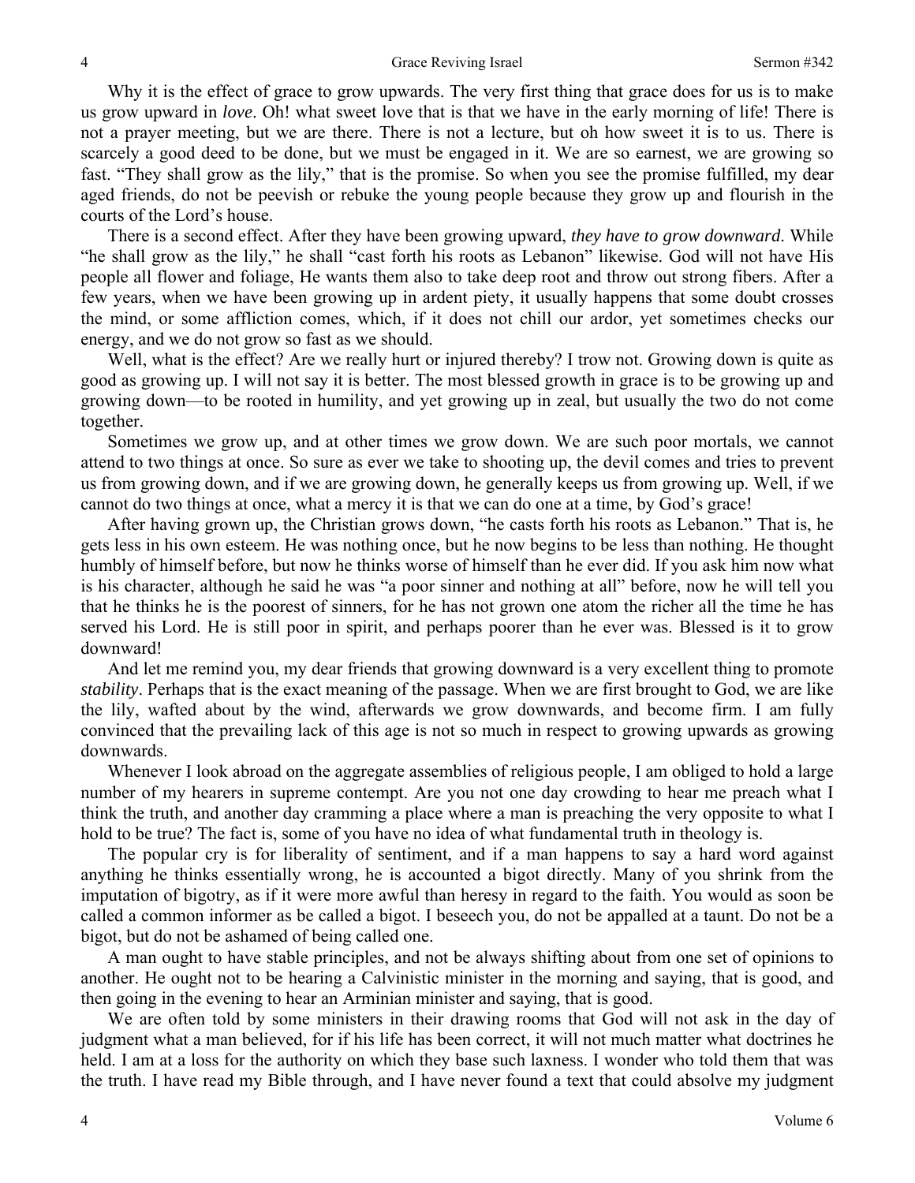Why it is the effect of grace to grow upwards. The very first thing that grace does for us is to make us grow upward in *love*. Oh! what sweet love that is that we have in the early morning of life! There is not a prayer meeting, but we are there. There is not a lecture, but oh how sweet it is to us. There is scarcely a good deed to be done, but we must be engaged in it. We are so earnest, we are growing so fast. "They shall grow as the lily," that is the promise. So when you see the promise fulfilled, my dear aged friends, do not be peevish or rebuke the young people because they grow up and flourish in the courts of the Lord's house.

There is a second effect. After they have been growing upward, *they have to grow downward*. While "he shall grow as the lily," he shall "cast forth his roots as Lebanon" likewise. God will not have His people all flower and foliage, He wants them also to take deep root and throw out strong fibers. After a few years, when we have been growing up in ardent piety, it usually happens that some doubt crosses the mind, or some affliction comes, which, if it does not chill our ardor, yet sometimes checks our energy, and we do not grow so fast as we should.

Well, what is the effect? Are we really hurt or injured thereby? I trow not. Growing down is quite as good as growing up. I will not say it is better. The most blessed growth in grace is to be growing up and growing down—to be rooted in humility, and yet growing up in zeal, but usually the two do not come together.

Sometimes we grow up, and at other times we grow down. We are such poor mortals, we cannot attend to two things at once. So sure as ever we take to shooting up, the devil comes and tries to prevent us from growing down, and if we are growing down, he generally keeps us from growing up. Well, if we cannot do two things at once, what a mercy it is that we can do one at a time, by God's grace!

After having grown up, the Christian grows down, "he casts forth his roots as Lebanon." That is, he gets less in his own esteem. He was nothing once, but he now begins to be less than nothing. He thought humbly of himself before, but now he thinks worse of himself than he ever did. If you ask him now what is his character, although he said he was "a poor sinner and nothing at all" before, now he will tell you that he thinks he is the poorest of sinners, for he has not grown one atom the richer all the time he has served his Lord. He is still poor in spirit, and perhaps poorer than he ever was. Blessed is it to grow downward!

And let me remind you, my dear friends that growing downward is a very excellent thing to promote *stability*. Perhaps that is the exact meaning of the passage. When we are first brought to God, we are like the lily, wafted about by the wind, afterwards we grow downwards, and become firm. I am fully convinced that the prevailing lack of this age is not so much in respect to growing upwards as growing downwards.

Whenever I look abroad on the aggregate assemblies of religious people, I am obliged to hold a large number of my hearers in supreme contempt. Are you not one day crowding to hear me preach what I think the truth, and another day cramming a place where a man is preaching the very opposite to what I hold to be true? The fact is, some of you have no idea of what fundamental truth in theology is.

The popular cry is for liberality of sentiment, and if a man happens to say a hard word against anything he thinks essentially wrong, he is accounted a bigot directly. Many of you shrink from the imputation of bigotry, as if it were more awful than heresy in regard to the faith. You would as soon be called a common informer as be called a bigot. I beseech you, do not be appalled at a taunt. Do not be a bigot, but do not be ashamed of being called one.

A man ought to have stable principles, and not be always shifting about from one set of opinions to another. He ought not to be hearing a Calvinistic minister in the morning and saying, that is good, and then going in the evening to hear an Arminian minister and saying, that is good.

We are often told by some ministers in their drawing rooms that God will not ask in the day of judgment what a man believed, for if his life has been correct, it will not much matter what doctrines he held. I am at a loss for the authority on which they base such laxness. I wonder who told them that was the truth. I have read my Bible through, and I have never found a text that could absolve my judgment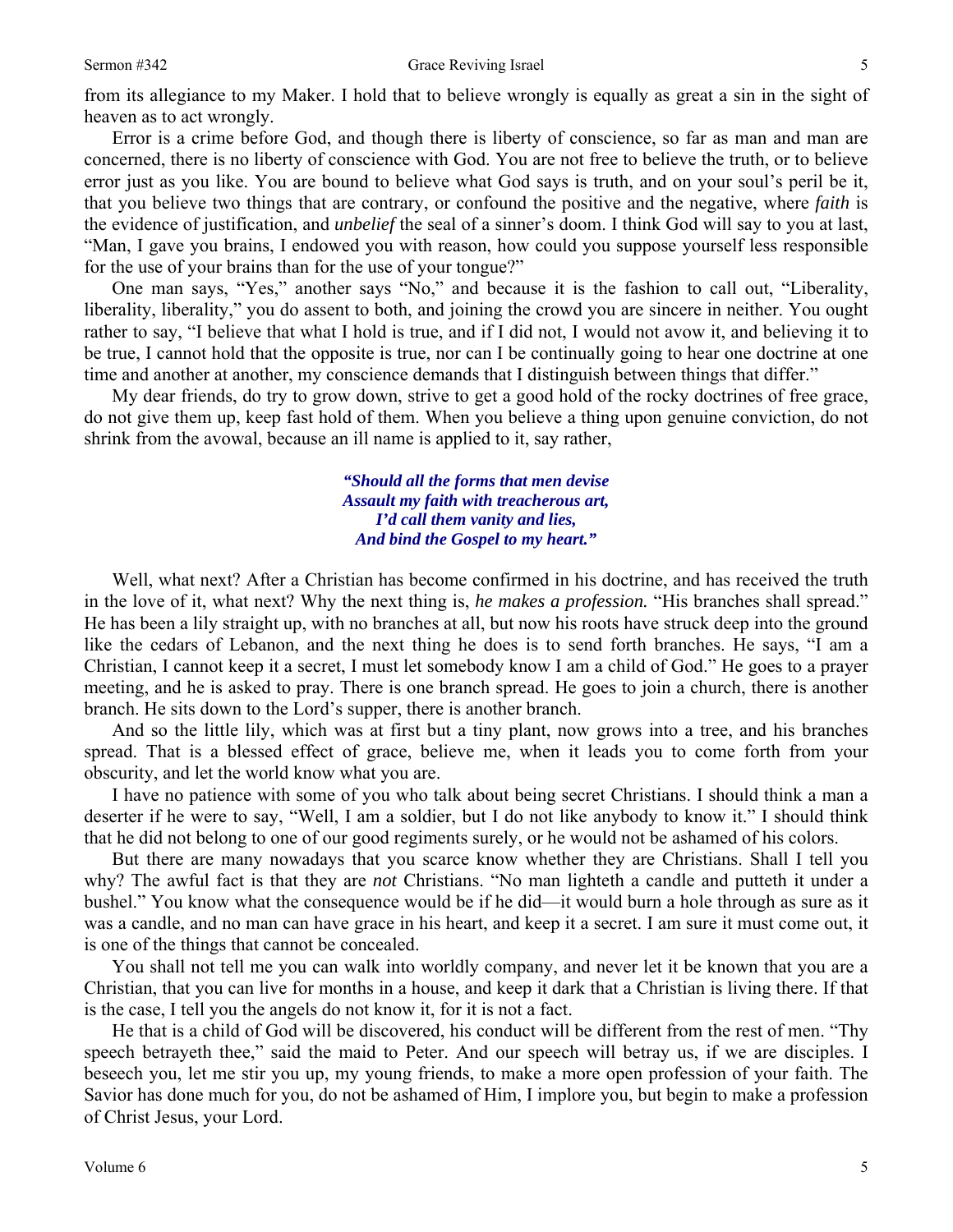from its allegiance to my Maker. I hold that to believe wrongly is equally as great a sin in the sight of heaven as to act wrongly.

Error is a crime before God, and though there is liberty of conscience, so far as man and man are concerned, there is no liberty of conscience with God. You are not free to believe the truth, or to believe error just as you like. You are bound to believe what God says is truth, and on your soul's peril be it, that you believe two things that are contrary, or confound the positive and the negative, where *faith* is the evidence of justification, and *unbelief* the seal of a sinner's doom. I think God will say to you at last, "Man, I gave you brains, I endowed you with reason, how could you suppose yourself less responsible for the use of your brains than for the use of your tongue?"

One man says, "Yes," another says "No," and because it is the fashion to call out, "Liberality, liberality, liberality," you do assent to both, and joining the crowd you are sincere in neither. You ought rather to say, "I believe that what I hold is true, and if I did not, I would not avow it, and believing it to be true, I cannot hold that the opposite is true, nor can I be continually going to hear one doctrine at one time and another at another, my conscience demands that I distinguish between things that differ."

My dear friends, do try to grow down, strive to get a good hold of the rocky doctrines of free grace, do not give them up, keep fast hold of them. When you believe a thing upon genuine conviction, do not shrink from the avowal, because an ill name is applied to it, say rather,

> ***"Should all the forms that men devise***
> ***Assault my faith with treacherous art,***
> ***I'd call them vanity and lies,***
> ***And bind the Gospel to my heart."***

Well, what next? After a Christian has become confirmed in his doctrine, and has received the truth in the love of it, what next? Why the next thing is, *he makes a profession.* "His branches shall spread." He has been a lily straight up, with no branches at all, but now his roots have struck deep into the ground like the cedars of Lebanon, and the next thing he does is to send forth branches. He says, "I am a Christian, I cannot keep it a secret, I must let somebody know I am a child of God." He goes to a prayer meeting, and he is asked to pray. There is one branch spread. He goes to join a church, there is another branch. He sits down to the Lord's supper, there is another branch.

And so the little lily, which was at first but a tiny plant, now grows into a tree, and his branches spread. That is a blessed effect of grace, believe me, when it leads you to come forth from your obscurity, and let the world know what you are.

I have no patience with some of you who talk about being secret Christians. I should think a man a deserter if he were to say, "Well, I am a soldier, but I do not like anybody to know it." I should think that he did not belong to one of our good regiments surely, or he would not be ashamed of his colors.

But there are many nowadays that you scarce know whether they are Christians. Shall I tell you why? The awful fact is that they are *not* Christians. "No man lighteth a candle and putteth it under a bushel." You know what the consequence would be if he did—it would burn a hole through as sure as it was a candle, and no man can have grace in his heart, and keep it a secret. I am sure it must come out, it is one of the things that cannot be concealed.

You shall not tell me you can walk into worldly company, and never let it be known that you are a Christian, that you can live for months in a house, and keep it dark that a Christian is living there. If that is the case, I tell you the angels do not know it, for it is not a fact.

He that is a child of God will be discovered, his conduct will be different from the rest of men. "Thy speech betrayeth thee," said the maid to Peter. And our speech will betray us, if we are disciples. I beseech you, let me stir you up, my young friends, to make a more open profession of your faith. The Savior has done much for you, do not be ashamed of Him, I implore you, but begin to make a profession of Christ Jesus, your Lord.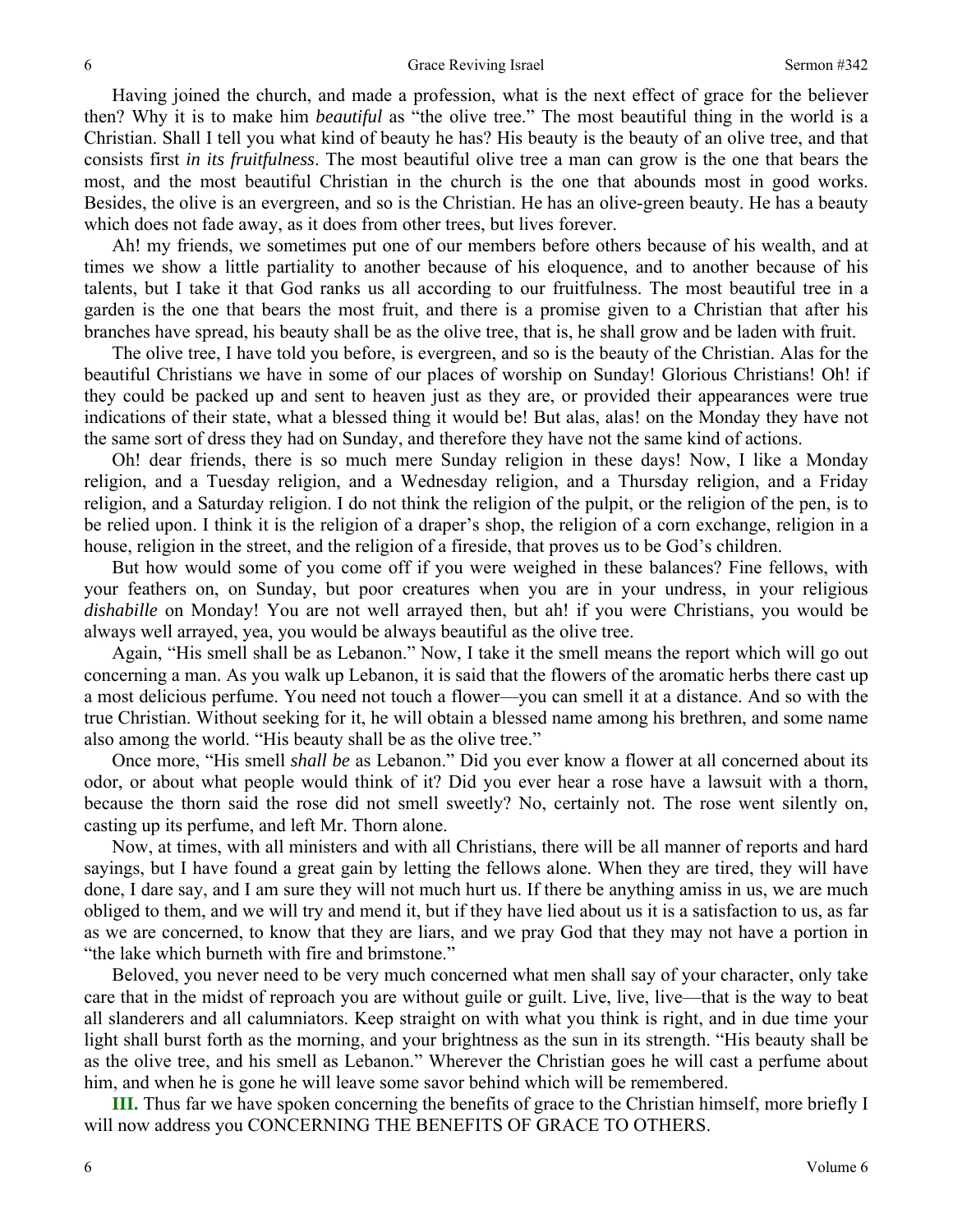Having joined the church, and made a profession, what is the next effect of grace for the believer then? Why it is to make him *beautiful* as "the olive tree." The most beautiful thing in the world is a Christian. Shall I tell you what kind of beauty he has? His beauty is the beauty of an olive tree, and that consists first *in its fruitfulness*. The most beautiful olive tree a man can grow is the one that bears the most, and the most beautiful Christian in the church is the one that abounds most in good works. Besides, the olive is an evergreen, and so is the Christian. He has an olive-green beauty. He has a beauty which does not fade away, as it does from other trees, but lives forever.

Ah! my friends, we sometimes put one of our members before others because of his wealth, and at times we show a little partiality to another because of his eloquence, and to another because of his talents, but I take it that God ranks us all according to our fruitfulness. The most beautiful tree in a garden is the one that bears the most fruit, and there is a promise given to a Christian that after his branches have spread, his beauty shall be as the olive tree, that is, he shall grow and be laden with fruit.

The olive tree, I have told you before, is evergreen, and so is the beauty of the Christian. Alas for the beautiful Christians we have in some of our places of worship on Sunday! Glorious Christians! Oh! if they could be packed up and sent to heaven just as they are, or provided their appearances were true indications of their state, what a blessed thing it would be! But alas, alas! on the Monday they have not the same sort of dress they had on Sunday, and therefore they have not the same kind of actions.

Oh! dear friends, there is so much mere Sunday religion in these days! Now, I like a Monday religion, and a Tuesday religion, and a Wednesday religion, and a Thursday religion, and a Friday religion, and a Saturday religion. I do not think the religion of the pulpit, or the religion of the pen, is to be relied upon. I think it is the religion of a draper's shop, the religion of a corn exchange, religion in a house, religion in the street, and the religion of a fireside, that proves us to be God's children.

But how would some of you come off if you were weighed in these balances? Fine fellows, with your feathers on, on Sunday, but poor creatures when you are in your undress, in your religious *dishabille* on Monday! You are not well arrayed then, but ah! if you were Christians, you would be always well arrayed, yea, you would be always beautiful as the olive tree.

Again, "His smell shall be as Lebanon." Now, I take it the smell means the report which will go out concerning a man. As you walk up Lebanon, it is said that the flowers of the aromatic herbs there cast up a most delicious perfume. You need not touch a flower—you can smell it at a distance. And so with the true Christian. Without seeking for it, he will obtain a blessed name among his brethren, and some name also among the world. "His beauty shall be as the olive tree."

Once more, "His smell *shall be* as Lebanon." Did you ever know a flower at all concerned about its odor, or about what people would think of it? Did you ever hear a rose have a lawsuit with a thorn, because the thorn said the rose did not smell sweetly? No, certainly not. The rose went silently on, casting up its perfume, and left Mr. Thorn alone.

Now, at times, with all ministers and with all Christians, there will be all manner of reports and hard sayings, but I have found a great gain by letting the fellows alone. When they are tired, they will have done, I dare say, and I am sure they will not much hurt us. If there be anything amiss in us, we are much obliged to them, and we will try and mend it, but if they have lied about us it is a satisfaction to us, as far as we are concerned, to know that they are liars, and we pray God that they may not have a portion in "the lake which burneth with fire and brimstone."

Beloved, you never need to be very much concerned what men shall say of your character, only take care that in the midst of reproach you are without guile or guilt. Live, live, live—that is the way to beat all slanderers and all calumniators. Keep straight on with what you think is right, and in due time your light shall burst forth as the morning, and your brightness as the sun in its strength. "His beauty shall be as the olive tree, and his smell as Lebanon." Wherever the Christian goes he will cast a perfume about him, and when he is gone he will leave some savor behind which will be remembered.

**III.** Thus far we have spoken concerning the benefits of grace to the Christian himself, more briefly I will now address you CONCERNING THE BENEFITS OF GRACE TO OTHERS.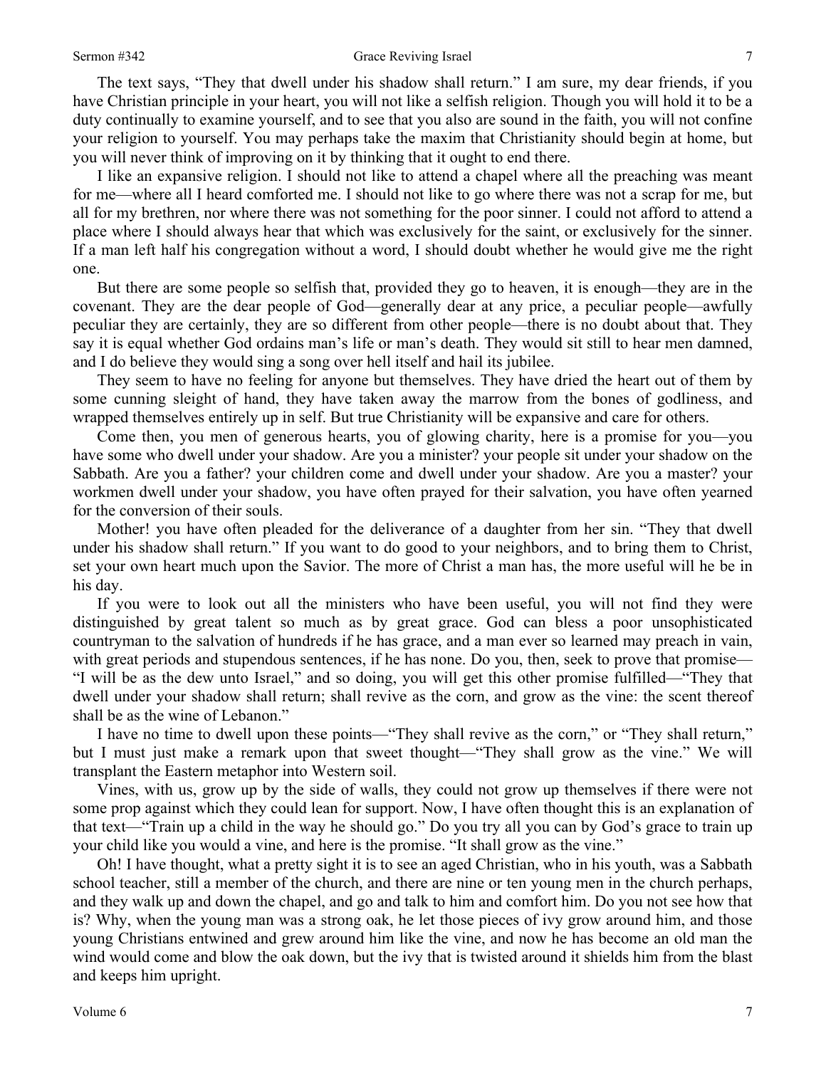The text says, "They that dwell under his shadow shall return." I am sure, my dear friends, if you have Christian principle in your heart, you will not like a selfish religion. Though you will hold it to be a duty continually to examine yourself, and to see that you also are sound in the faith, you will not confine your religion to yourself. You may perhaps take the maxim that Christianity should begin at home, but you will never think of improving on it by thinking that it ought to end there.

I like an expansive religion. I should not like to attend a chapel where all the preaching was meant for me—where all I heard comforted me. I should not like to go where there was not a scrap for me, but all for my brethren, nor where there was not something for the poor sinner. I could not afford to attend a place where I should always hear that which was exclusively for the saint, or exclusively for the sinner. If a man left half his congregation without a word, I should doubt whether he would give me the right one.

But there are some people so selfish that, provided they go to heaven, it is enough—they are in the covenant. They are the dear people of God—generally dear at any price, a peculiar people—awfully peculiar they are certainly, they are so different from other people—there is no doubt about that. They say it is equal whether God ordains man's life or man's death. They would sit still to hear men damned, and I do believe they would sing a song over hell itself and hail its jubilee.

They seem to have no feeling for anyone but themselves. They have dried the heart out of them by some cunning sleight of hand, they have taken away the marrow from the bones of godliness, and wrapped themselves entirely up in self. But true Christianity will be expansive and care for others.

Come then, you men of generous hearts, you of glowing charity, here is a promise for you—you have some who dwell under your shadow. Are you a minister? your people sit under your shadow on the Sabbath. Are you a father? your children come and dwell under your shadow. Are you a master? your workmen dwell under your shadow, you have often prayed for their salvation, you have often yearned for the conversion of their souls.

Mother! you have often pleaded for the deliverance of a daughter from her sin. "They that dwell under his shadow shall return." If you want to do good to your neighbors, and to bring them to Christ, set your own heart much upon the Savior. The more of Christ a man has, the more useful will he be in his day.

If you were to look out all the ministers who have been useful, you will not find they were distinguished by great talent so much as by great grace. God can bless a poor unsophisticated countryman to the salvation of hundreds if he has grace, and a man ever so learned may preach in vain, with great periods and stupendous sentences, if he has none. Do you, then, seek to prove that promise—"I will be as the dew unto Israel," and so doing, you will get this other promise fulfilled—"They that dwell under your shadow shall return; shall revive as the corn, and grow as the vine: the scent thereof shall be as the wine of Lebanon."

I have no time to dwell upon these points—"They shall revive as the corn," or "They shall return," but I must just make a remark upon that sweet thought—"They shall grow as the vine." We will transplant the Eastern metaphor into Western soil.

Vines, with us, grow up by the side of walls, they could not grow up themselves if there were not some prop against which they could lean for support. Now, I have often thought this is an explanation of that text—"Train up a child in the way he should go." Do you try all you can by God's grace to train up your child like you would a vine, and here is the promise. "It shall grow as the vine."

Oh! I have thought, what a pretty sight it is to see an aged Christian, who in his youth, was a Sabbath school teacher, still a member of the church, and there are nine or ten young men in the church perhaps, and they walk up and down the chapel, and go and talk to him and comfort him. Do you not see how that is? Why, when the young man was a strong oak, he let those pieces of ivy grow around him, and those young Christians entwined and grew around him like the vine, and now he has become an old man the wind would come and blow the oak down, but the ivy that is twisted around it shields him from the blast and keeps him upright.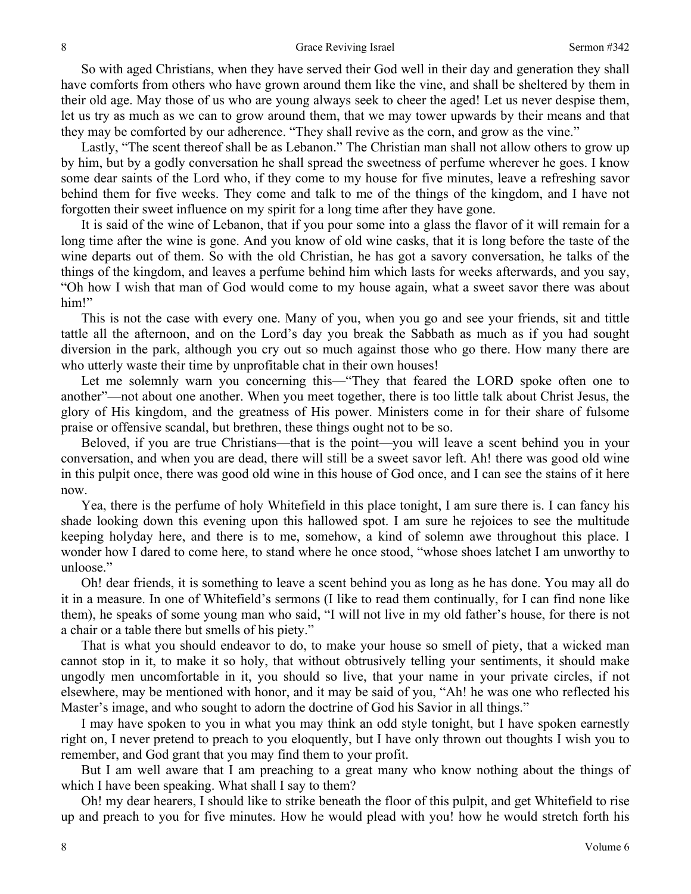So with aged Christians, when they have served their God well in their day and generation they shall have comforts from others who have grown around them like the vine, and shall be sheltered by them in their old age. May those of us who are young always seek to cheer the aged! Let us never despise them, let us try as much as we can to grow around them, that we may tower upwards by their means and that they may be comforted by our adherence. "They shall revive as the corn, and grow as the vine."

Lastly, "The scent thereof shall be as Lebanon." The Christian man shall not allow others to grow up by him, but by a godly conversation he shall spread the sweetness of perfume wherever he goes. I know some dear saints of the Lord who, if they come to my house for five minutes, leave a refreshing savor behind them for five weeks. They come and talk to me of the things of the kingdom, and I have not forgotten their sweet influence on my spirit for a long time after they have gone.

It is said of the wine of Lebanon, that if you pour some into a glass the flavor of it will remain for a long time after the wine is gone. And you know of old wine casks, that it is long before the taste of the wine departs out of them. So with the old Christian, he has got a savory conversation, he talks of the things of the kingdom, and leaves a perfume behind him which lasts for weeks afterwards, and you say, "Oh how I wish that man of God would come to my house again, what a sweet savor there was about him!"

This is not the case with every one. Many of you, when you go and see your friends, sit and tittle tattle all the afternoon, and on the Lord's day you break the Sabbath as much as if you had sought diversion in the park, although you cry out so much against those who go there. How many there are who utterly waste their time by unprofitable chat in their own houses!

Let me solemnly warn you concerning this—"They that feared the LORD spoke often one to another"—not about one another. When you meet together, there is too little talk about Christ Jesus, the glory of His kingdom, and the greatness of His power. Ministers come in for their share of fulsome praise or offensive scandal, but brethren, these things ought not to be so.

Beloved, if you are true Christians—that is the point—you will leave a scent behind you in your conversation, and when you are dead, there will still be a sweet savor left. Ah! there was good old wine in this pulpit once, there was good old wine in this house of God once, and I can see the stains of it here now.

Yea, there is the perfume of holy Whitefield in this place tonight, I am sure there is. I can fancy his shade looking down this evening upon this hallowed spot. I am sure he rejoices to see the multitude keeping holyday here, and there is to me, somehow, a kind of solemn awe throughout this place. I wonder how I dared to come here, to stand where he once stood, "whose shoes latchet I am unworthy to unloose."

Oh! dear friends, it is something to leave a scent behind you as long as he has done. You may all do it in a measure. In one of Whitefield's sermons (I like to read them continually, for I can find none like them), he speaks of some young man who said, "I will not live in my old father's house, for there is not a chair or a table there but smells of his piety."

That is what you should endeavor to do, to make your house so smell of piety, that a wicked man cannot stop in it, to make it so holy, that without obtrusively telling your sentiments, it should make ungodly men uncomfortable in it, you should so live, that your name in your private circles, if not elsewhere, may be mentioned with honor, and it may be said of you, "Ah! he was one who reflected his Master's image, and who sought to adorn the doctrine of God his Savior in all things."

I may have spoken to you in what you may think an odd style tonight, but I have spoken earnestly right on, I never pretend to preach to you eloquently, but I have only thrown out thoughts I wish you to remember, and God grant that you may find them to your profit.

But I am well aware that I am preaching to a great many who know nothing about the things of which I have been speaking. What shall I say to them?

Oh! my dear hearers, I should like to strike beneath the floor of this pulpit, and get Whitefield to rise up and preach to you for five minutes. How he would plead with you! how he would stretch forth his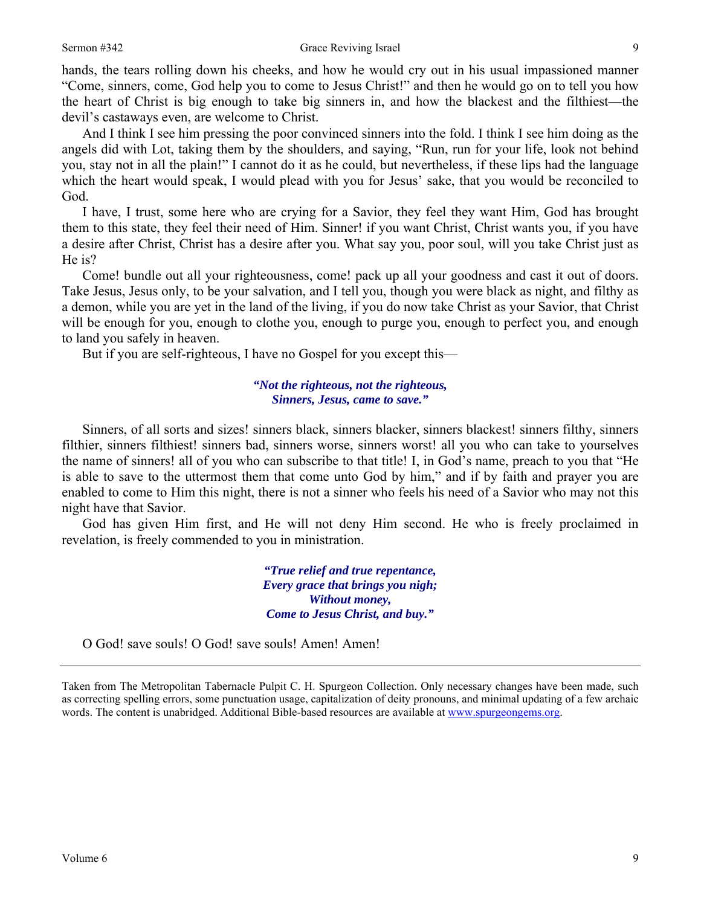hands, the tears rolling down his cheeks, and how he would cry out in his usual impassioned manner "Come, sinners, come, God help you to come to Jesus Christ!" and then he would go on to tell you how the heart of Christ is big enough to take big sinners in, and how the blackest and the filthiest—the devil's castaways even, are welcome to Christ.

And I think I see him pressing the poor convinced sinners into the fold. I think I see him doing as the angels did with Lot, taking them by the shoulders, and saying, "Run, run for your life, look not behind you, stay not in all the plain!" I cannot do it as he could, but nevertheless, if these lips had the language which the heart would speak, I would plead with you for Jesus' sake, that you would be reconciled to God.

I have, I trust, some here who are crying for a Savior, they feel they want Him, God has brought them to this state, they feel their need of Him. Sinner! if you want Christ, Christ wants you, if you have a desire after Christ, Christ has a desire after you. What say you, poor soul, will you take Christ just as He is?

Come! bundle out all your righteousness, come! pack up all your goodness and cast it out of doors. Take Jesus, Jesus only, to be your salvation, and I tell you, though you were black as night, and filthy as a demon, while you are yet in the land of the living, if you do now take Christ as your Savior, that Christ will be enough for you, enough to clothe you, enough to purge you, enough to perfect you, and enough to land you safely in heaven.

But if you are self-righteous, I have no Gospel for you except this—

*"Not the righteous, not the righteous,*
*Sinners, Jesus, came to save."*

Sinners, of all sorts and sizes! sinners black, sinners blacker, sinners blackest! sinners filthy, sinners filthier, sinners filthiest! sinners bad, sinners worse, sinners worst! all you who can take to yourselves the name of sinners! all of you who can subscribe to that title! I, in God's name, preach to you that "He is able to save to the uttermost them that come unto God by him," and if by faith and prayer you are enabled to come to Him this night, there is not a sinner who feels his need of a Savior who may not this night have that Savior.

God has given Him first, and He will not deny Him second. He who is freely proclaimed in revelation, is freely commended to you in ministration.

*"True relief and true repentance,*
*Every grace that brings you nigh;*
*Without money,*
*Come to Jesus Christ, and buy."*

O God! save souls! O God! save souls! Amen! Amen!

---

Taken from The Metropolitan Tabernacle Pulpit C. H. Spurgeon Collection. Only necessary changes have been made, such as correcting spelling errors, some punctuation usage, capitalization of deity pronouns, and minimal updating of a few archaic words. The content is unabridged. Additional Bible-based resources are available at www.spurgeongems.org.